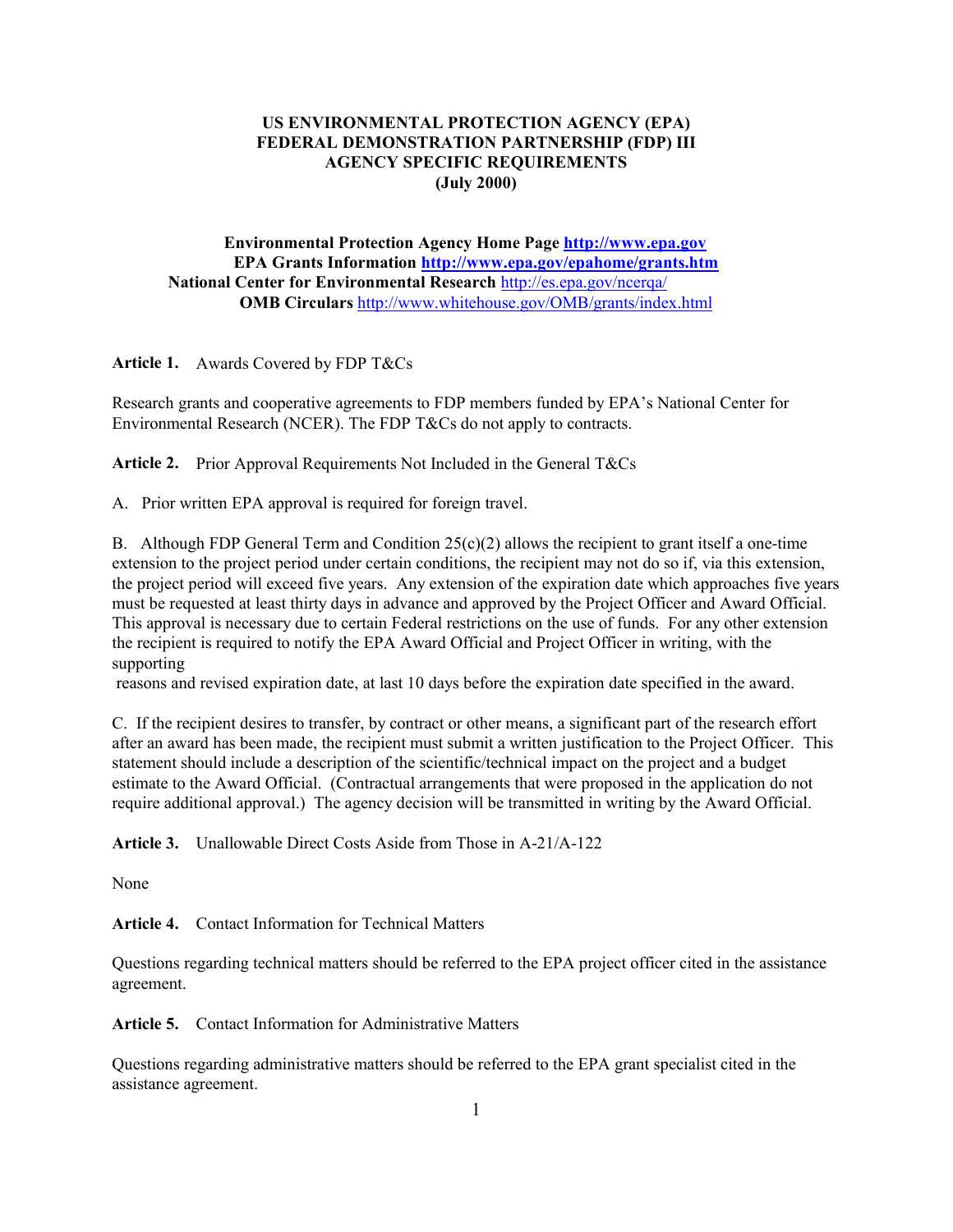# US ENVIRONMENTAL PROTECTION AGENCY (EPA) FEDERAL DEMONSTRATION PARTNERSHIP (FDP) III AGENCY SPECIFIC REQUIREMENTS (July 2000)

**Environmental Protection Agency Home Page** [http://www.epa.gov](http://www.epa.gov)
**EPA Grants Information** [http://www.epa.gov/epahome/grants.htm](http://www.epa.gov/epahome/grants.htm)
**National Center for Environmental Research** [http://es.epa.gov/ncerqa/](http://es.epa.gov/ncerqa/)
**OMB Circulars** [http://www.whitehouse.gov/OMB/grants/index.html](http://www.whitehouse.gov/OMB/grants/index.html)

**Article 1.** Awards Covered by FDP T&Cs

Research grants and cooperative agreements to FDP members funded by EPA's National Center for Environmental Research (NCER). The FDP T&Cs do not apply to contracts.

**Article 2.** Prior Approval Requirements Not Included in the General T&Cs

A. Prior written EPA approval is required for foreign travel.

B. Although FDP General Term and Condition 25(c)(2) allows the recipient to grant itself a one-time extension to the project period under certain conditions, the recipient may not do so if, via this extension, the project period will exceed five years. Any extension of the expiration date which approaches five years must be requested at least thirty days in advance and approved by the Project Officer and Award Official. This approval is necessary due to certain Federal restrictions on the use of funds. For any other extension the recipient is required to notify the EPA Award Official and Project Officer in writing, with the supporting reasons and revised expiration date, at last 10 days before the expiration date specified in the award.

C. If the recipient desires to transfer, by contract or other means, a significant part of the research effort after an award has been made, the recipient must submit a written justification to the Project Officer. This statement should include a description of the scientific/technical impact on the project and a budget estimate to the Award Official. (Contractual arrangements that were proposed in the application do not require additional approval.) The agency decision will be transmitted in writing by the Award Official.

**Article 3.** Unallowable Direct Costs Aside from Those in A-21/A-122

None

**Article 4.** Contact Information for Technical Matters

Questions regarding technical matters should be referred to the EPA project officer cited in the assistance agreement.

**Article 5.** Contact Information for Administrative Matters

Questions regarding administrative matters should be referred to the EPA grant specialist cited in the assistance agreement.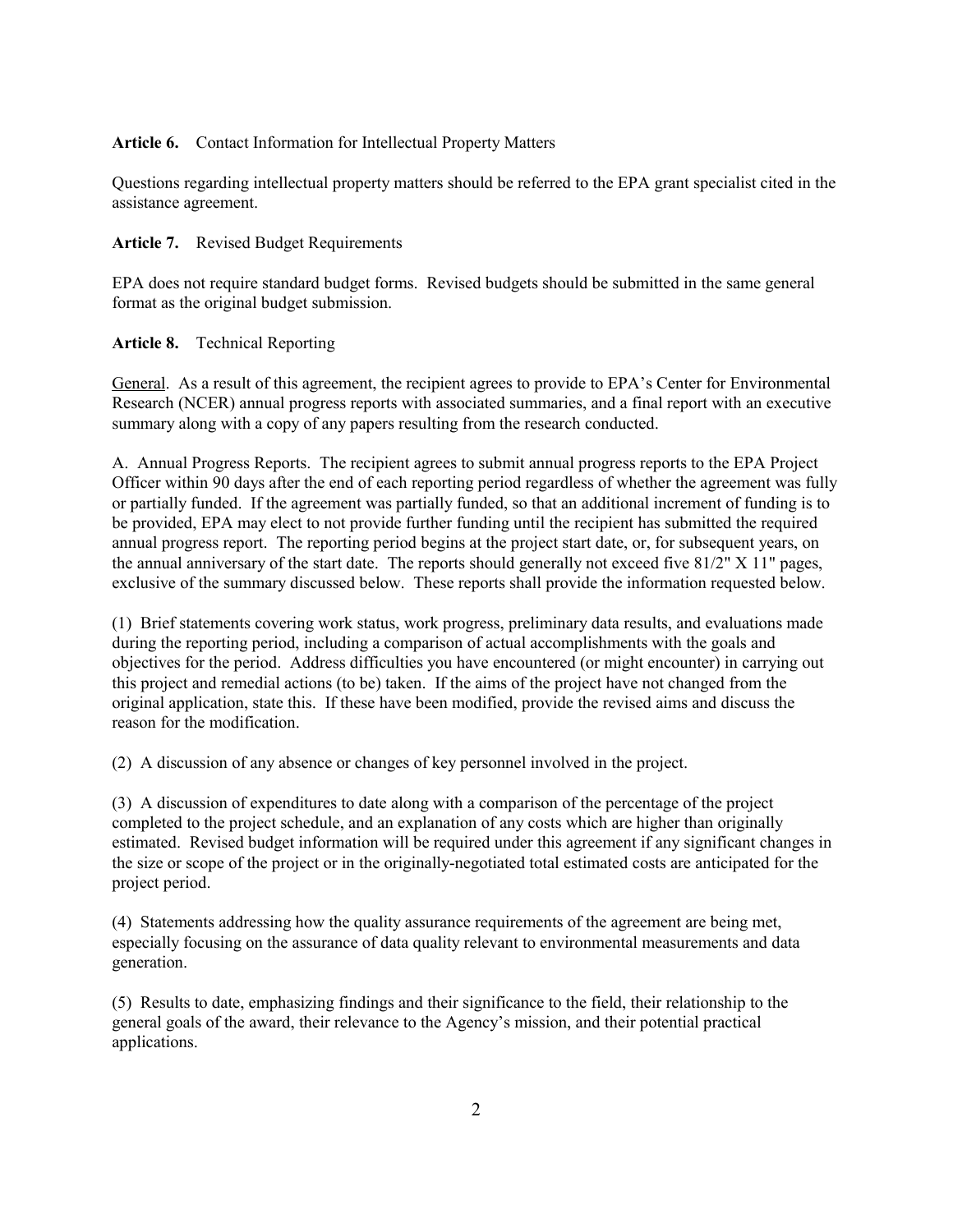**Article 6.** Contact Information for Intellectual Property Matters

Questions regarding intellectual property matters should be referred to the EPA grant specialist cited in the assistance agreement.

**Article 7.** Revised Budget Requirements

EPA does not require standard budget forms. Revised budgets should be submitted in the same general format as the original budget submission.

**Article 8.** Technical Reporting

General. As a result of this agreement, the recipient agrees to provide to EPA's Center for Environmental Research (NCER) annual progress reports with associated summaries, and a final report with an executive summary along with a copy of any papers resulting from the research conducted.

A. Annual Progress Reports. The recipient agrees to submit annual progress reports to the EPA Project Officer within 90 days after the end of each reporting period regardless of whether the agreement was fully or partially funded. If the agreement was partially funded, so that an additional increment of funding is to be provided, EPA may elect to not provide further funding until the recipient has submitted the required annual progress report. The reporting period begins at the project start date, or, for subsequent years, on the annual anniversary of the start date. The reports should generally not exceed five 81/2" X 11" pages, exclusive of the summary discussed below. These reports shall provide the information requested below.

(1) Brief statements covering work status, work progress, preliminary data results, and evaluations made during the reporting period, including a comparison of actual accomplishments with the goals and objectives for the period. Address difficulties you have encountered (or might encounter) in carrying out this project and remedial actions (to be) taken. If the aims of the project have not changed from the original application, state this. If these have been modified, provide the revised aims and discuss the reason for the modification.

(2) A discussion of any absence or changes of key personnel involved in the project.

(3) A discussion of expenditures to date along with a comparison of the percentage of the project completed to the project schedule, and an explanation of any costs which are higher than originally estimated. Revised budget information will be required under this agreement if any significant changes in the size or scope of the project or in the originally-negotiated total estimated costs are anticipated for the project period.

(4) Statements addressing how the quality assurance requirements of the agreement are being met, especially focusing on the assurance of data quality relevant to environmental measurements and data generation.

(5) Results to date, emphasizing findings and their significance to the field, their relationship to the general goals of the award, their relevance to the Agency's mission, and their potential practical applications.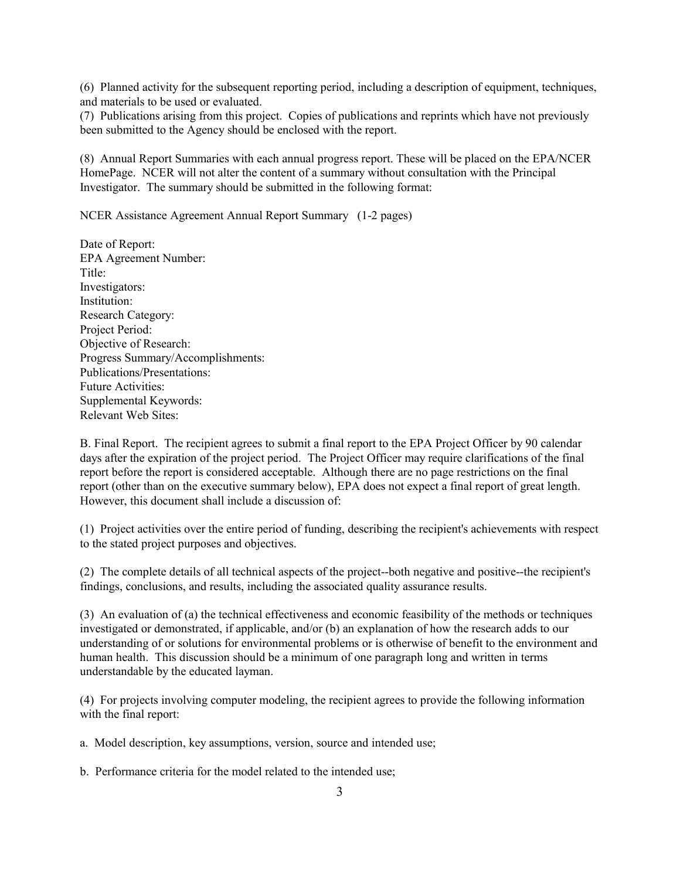(6) Planned activity for the subsequent reporting period, including a description of equipment, techniques, and materials to be used or evaluated.

(7) Publications arising from this project. Copies of publications and reprints which have not previously been submitted to the Agency should be enclosed with the report.

(8) Annual Report Summaries with each annual progress report. These will be placed on the EPA/NCER HomePage. NCER will not alter the content of a summary without consultation with the Principal Investigator. The summary should be submitted in the following format:

NCER Assistance Agreement Annual Report Summary (1-2 pages)

Date of Report:
EPA Agreement Number:
Title:
Investigators:
Institution:
Research Category:
Project Period:
Objective of Research:
Progress Summary/Accomplishments:
Publications/Presentations:
Future Activities:
Supplemental Keywords:
Relevant Web Sites:

B. Final Report. The recipient agrees to submit a final report to the EPA Project Officer by 90 calendar days after the expiration of the project period. The Project Officer may require clarifications of the final report before the report is considered acceptable. Although there are no page restrictions on the final report (other than on the executive summary below), EPA does not expect a final report of great length. However, this document shall include a discussion of:

(1) Project activities over the entire period of funding, describing the recipient's achievements with respect to the stated project purposes and objectives.

(2) The complete details of all technical aspects of the project--both negative and positive--the recipient's findings, conclusions, and results, including the associated quality assurance results.

(3) An evaluation of (a) the technical effectiveness and economic feasibility of the methods or techniques investigated or demonstrated, if applicable, and/or (b) an explanation of how the research adds to our understanding of or solutions for environmental problems or is otherwise of benefit to the environment and human health. This discussion should be a minimum of one paragraph long and written in terms understandable by the educated layman.

(4) For projects involving computer modeling, the recipient agrees to provide the following information with the final report:

a. Model description, key assumptions, version, source and intended use;

b. Performance criteria for the model related to the intended use;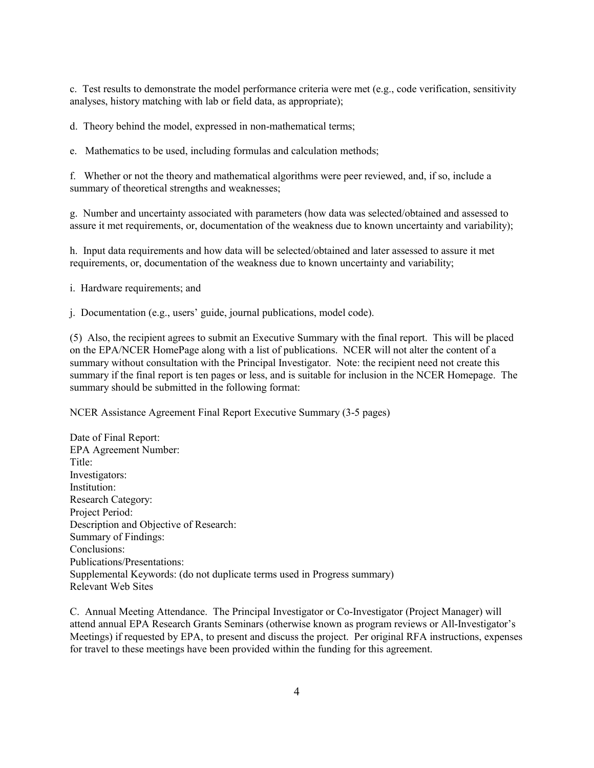c. Test results to demonstrate the model performance criteria were met (e.g., code verification, sensitivity analyses, history matching with lab or field data, as appropriate);

d. Theory behind the model, expressed in non-mathematical terms;

e. Mathematics to be used, including formulas and calculation methods;

f. Whether or not the theory and mathematical algorithms were peer reviewed, and, if so, include a summary of theoretical strengths and weaknesses;

g. Number and uncertainty associated with parameters (how data was selected/obtained and assessed to assure it met requirements, or, documentation of the weakness due to known uncertainty and variability);

h. Input data requirements and how data will be selected/obtained and later assessed to assure it met requirements, or, documentation of the weakness due to known uncertainty and variability;

i. Hardware requirements; and

j. Documentation (e.g., users' guide, journal publications, model code).

(5) Also, the recipient agrees to submit an Executive Summary with the final report. This will be placed on the EPA/NCER HomePage along with a list of publications. NCER will not alter the content of a summary without consultation with the Principal Investigator. Note: the recipient need not create this summary if the final report is ten pages or less, and is suitable for inclusion in the NCER Homepage. The summary should be submitted in the following format:

NCER Assistance Agreement Final Report Executive Summary (3-5 pages)

Date of Final Report:
EPA Agreement Number:
Title:
Investigators:
Institution:
Research Category:
Project Period:
Description and Objective of Research:
Summary of Findings:
Conclusions:
Publications/Presentations:
Supplemental Keywords: (do not duplicate terms used in Progress summary)
Relevant Web Sites

C. Annual Meeting Attendance. The Principal Investigator or Co-Investigator (Project Manager) will attend annual EPA Research Grants Seminars (otherwise known as program reviews or All-Investigator's Meetings) if requested by EPA, to present and discuss the project. Per original RFA instructions, expenses for travel to these meetings have been provided within the funding for this agreement.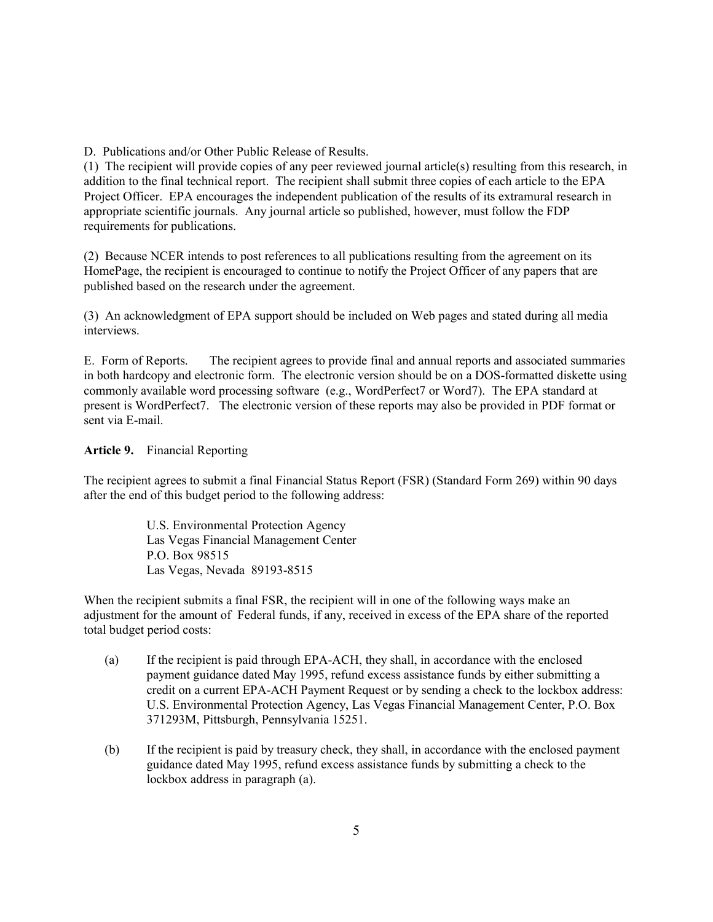D. Publications and/or Other Public Release of Results.

(1) The recipient will provide copies of any peer reviewed journal article(s) resulting from this research, in addition to the final technical report. The recipient shall submit three copies of each article to the EPA Project Officer. EPA encourages the independent publication of the results of its extramural research in appropriate scientific journals. Any journal article so published, however, must follow the FDP requirements for publications.

(2) Because NCER intends to post references to all publications resulting from the agreement on its HomePage, the recipient is encouraged to continue to notify the Project Officer of any papers that are published based on the research under the agreement.

(3) An acknowledgment of EPA support should be included on Web pages and stated during all media interviews.

E. Form of Reports. The recipient agrees to provide final and annual reports and associated summaries in both hardcopy and electronic form. The electronic version should be on a DOS-formatted diskette using commonly available word processing software (e.g., WordPerfect7 or Word7). The EPA standard at present is WordPerfect7. The electronic version of these reports may also be provided in PDF format or sent via E-mail.

**Article 9.** Financial Reporting

The recipient agrees to submit a final Financial Status Report (FSR) (Standard Form 269) within 90 days after the end of this budget period to the following address:

> U.S. Environmental Protection Agency
> Las Vegas Financial Management Center
> P.O. Box 98515
> Las Vegas, Nevada 89193-8515

When the recipient submits a final FSR, the recipient will in one of the following ways make an adjustment for the amount of Federal funds, if any, received in excess of the EPA share of the reported total budget period costs:

(a) If the recipient is paid through EPA-ACH, they shall, in accordance with the enclosed payment guidance dated May 1995, refund excess assistance funds by either submitting a credit on a current EPA-ACH Payment Request or by sending a check to the lockbox address: U.S. Environmental Protection Agency, Las Vegas Financial Management Center, P.O. Box 371293M, Pittsburgh, Pennsylvania 15251.

(b) If the recipient is paid by treasury check, they shall, in accordance with the enclosed payment guidance dated May 1995, refund excess assistance funds by submitting a check to the lockbox address in paragraph (a).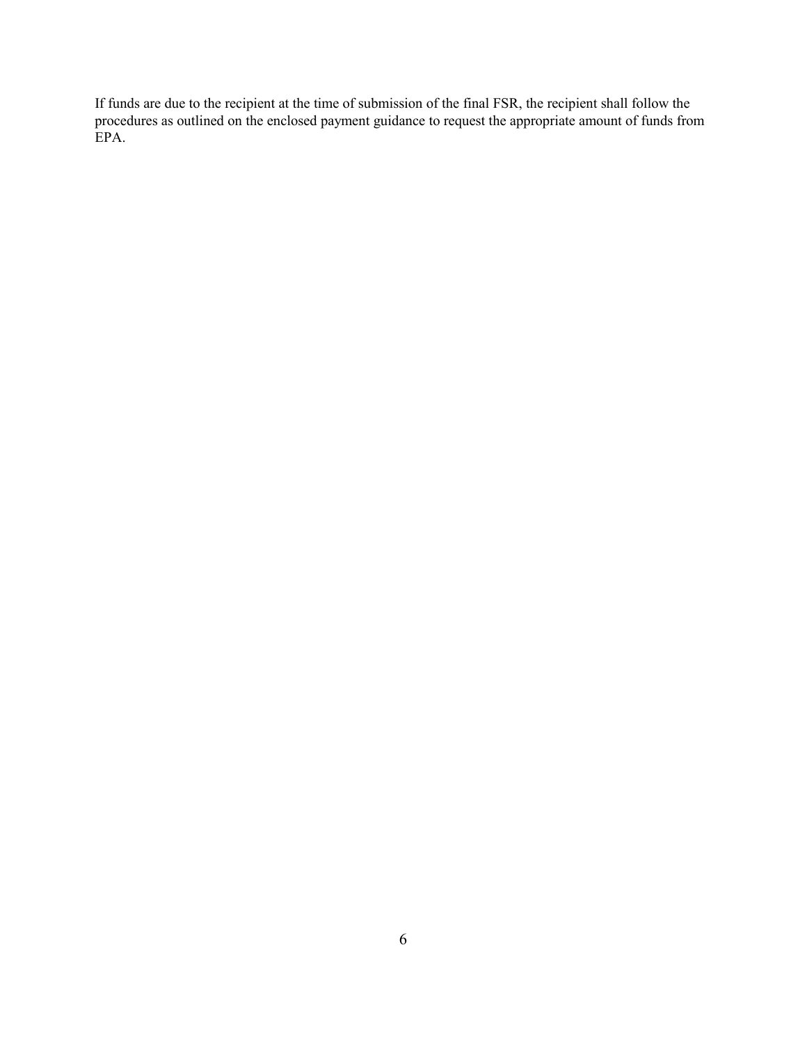If funds are due to the recipient at the time of submission of the final FSR, the recipient shall follow the procedures as outlined on the enclosed payment guidance to request the appropriate amount of funds from EPA.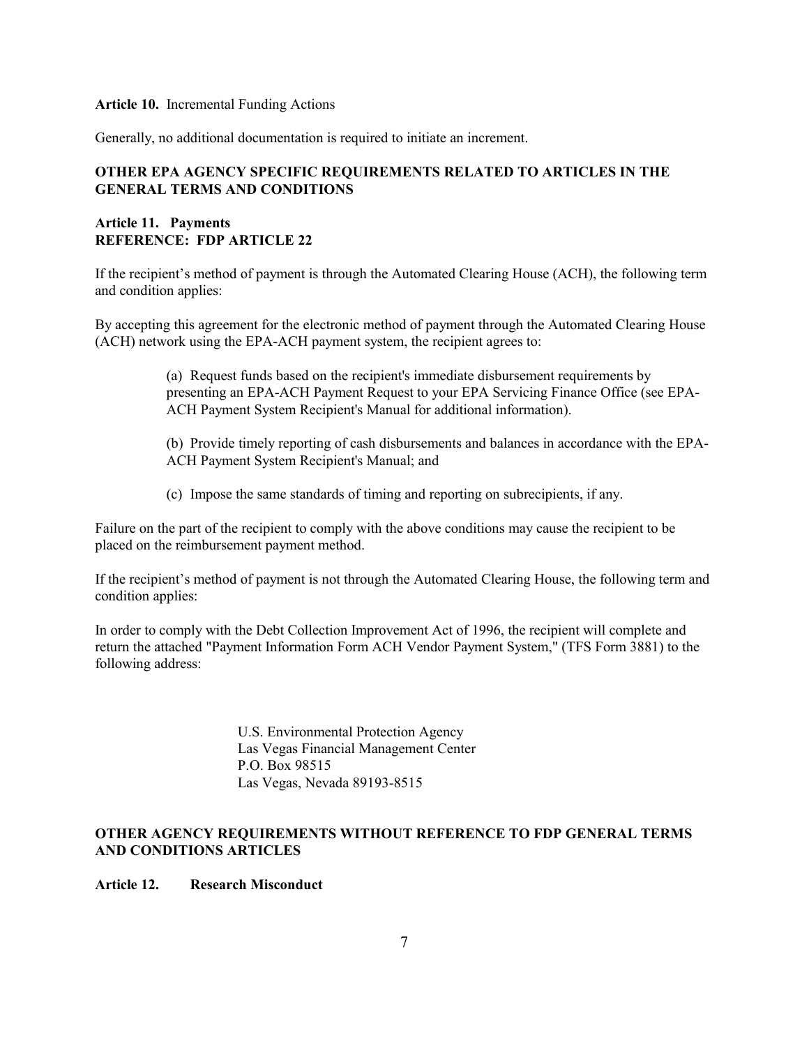**Article 10.** Incremental Funding Actions

Generally, no additional documentation is required to initiate an increment.

**OTHER EPA AGENCY SPECIFIC REQUIREMENTS RELATED TO ARTICLES IN THE GENERAL TERMS AND CONDITIONS**

**Article 11. Payments**
**REFERENCE: FDP ARTICLE 22**

If the recipient's method of payment is through the Automated Clearing House (ACH), the following term and condition applies:

By accepting this agreement for the electronic method of payment through the Automated Clearing House (ACH) network using the EPA-ACH payment system, the recipient agrees to:

> (a) Request funds based on the recipient's immediate disbursement requirements by presenting an EPA-ACH Payment Request to your EPA Servicing Finance Office (see EPA-ACH Payment System Recipient's Manual for additional information).
>
> (b) Provide timely reporting of cash disbursements and balances in accordance with the EPA-ACH Payment System Recipient's Manual; and
>
> (c) Impose the same standards of timing and reporting on subrecipients, if any.

Failure on the part of the recipient to comply with the above conditions may cause the recipient to be placed on the reimbursement payment method.

If the recipient's method of payment is not through the Automated Clearing House, the following term and condition applies:

In order to comply with the Debt Collection Improvement Act of 1996, the recipient will complete and return the attached "Payment Information Form ACH Vendor Payment System," (TFS Form 3881) to the following address:

> U.S. Environmental Protection Agency
> Las Vegas Financial Management Center
> P.O. Box 98515
> Las Vegas, Nevada 89193-8515

**OTHER AGENCY REQUIREMENTS WITHOUT REFERENCE TO FDP GENERAL TERMS AND CONDITIONS ARTICLES**

**Article 12. Research Misconduct**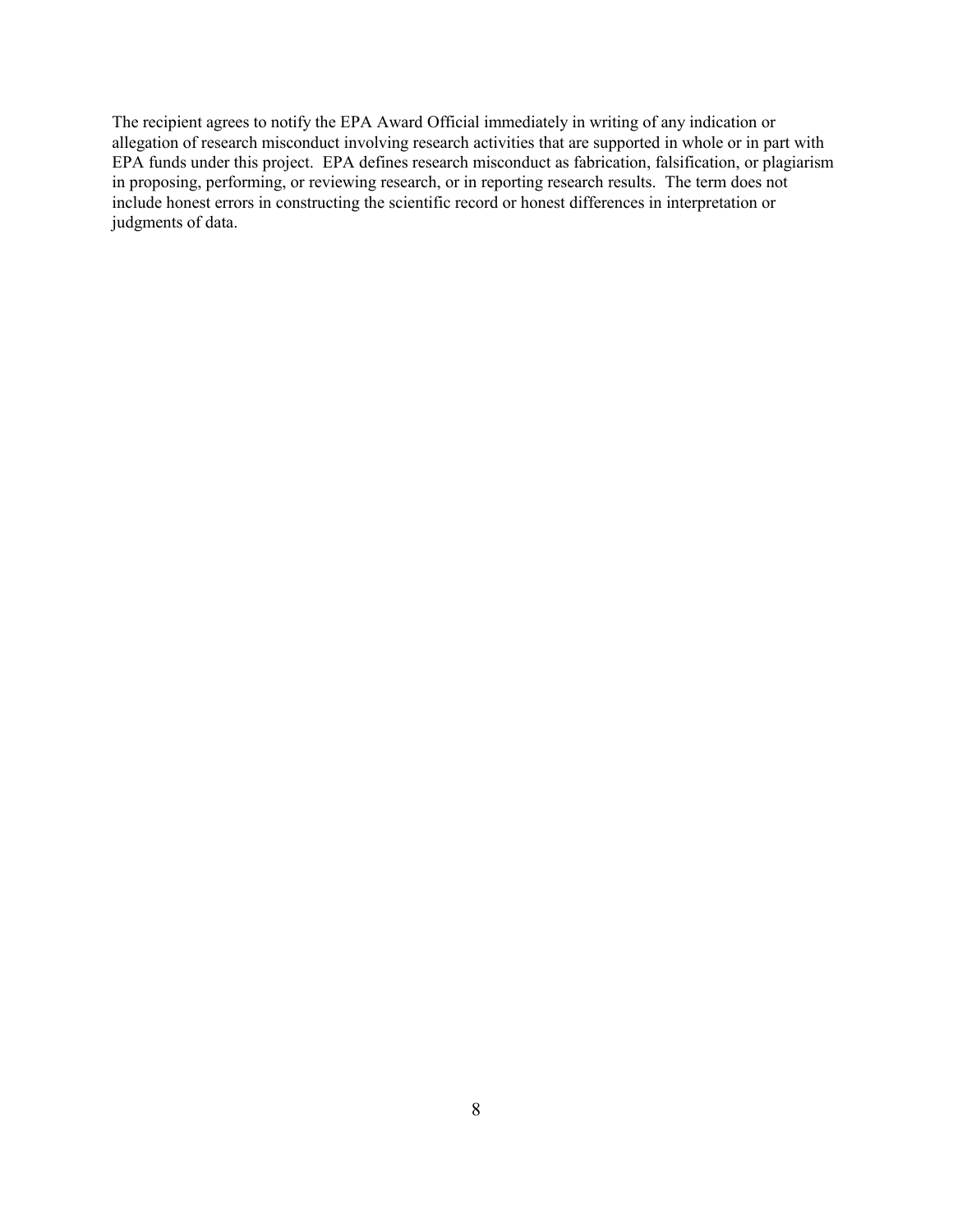The recipient agrees to notify the EPA Award Official immediately in writing of any indication or allegation of research misconduct involving research activities that are supported in whole or in part with EPA funds under this project. EPA defines research misconduct as fabrication, falsification, or plagiarism in proposing, performing, or reviewing research, or in reporting research results. The term does not include honest errors in constructing the scientific record or honest differences in interpretation or judgments of data.